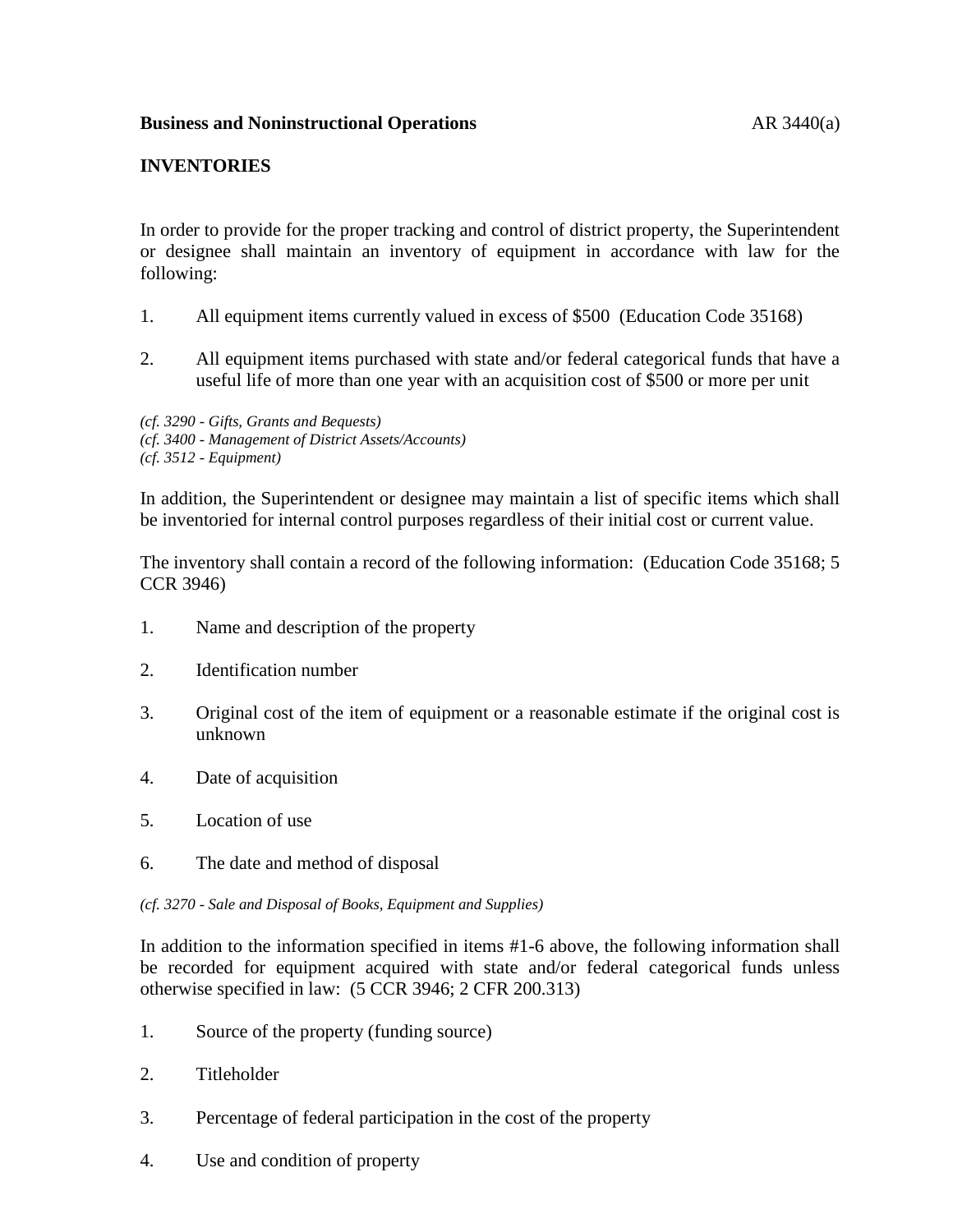**Business and Noninstructional Operations** AR 3440(a)

**INVENTORIES**

In order to provide for the proper tracking and control of district property, the Superintendent or designee shall maintain an inventory of equipment in accordance with law for the following:

1. All equipment items currently valued in excess of $500 (Education Code 35168)

2. All equipment items purchased with state and/or federal categorical funds that have a useful life of more than one year with an acquisition cost of $500 or more per unit

*(cf. 3290 - Gifts, Grants and Bequests)*
*(cf. 3400 - Management of District Assets/Accounts)*
*(cf. 3512 - Equipment)*

In addition, the Superintendent or designee may maintain a list of specific items which shall be inventoried for internal control purposes regardless of their initial cost or current value.

The inventory shall contain a record of the following information: (Education Code 35168; 5 CCR 3946)

1. Name and description of the property

2. Identification number

3. Original cost of the item of equipment or a reasonable estimate if the original cost is unknown

4. Date of acquisition

5. Location of use

6. The date and method of disposal

*(cf. 3270 - Sale and Disposal of Books, Equipment and Supplies)*

In addition to the information specified in items #1-6 above, the following information shall be recorded for equipment acquired with state and/or federal categorical funds unless otherwise specified in law: (5 CCR 3946; 2 CFR 200.313)

1. Source of the property (funding source)

2. Titleholder

3. Percentage of federal participation in the cost of the property

4. Use and condition of property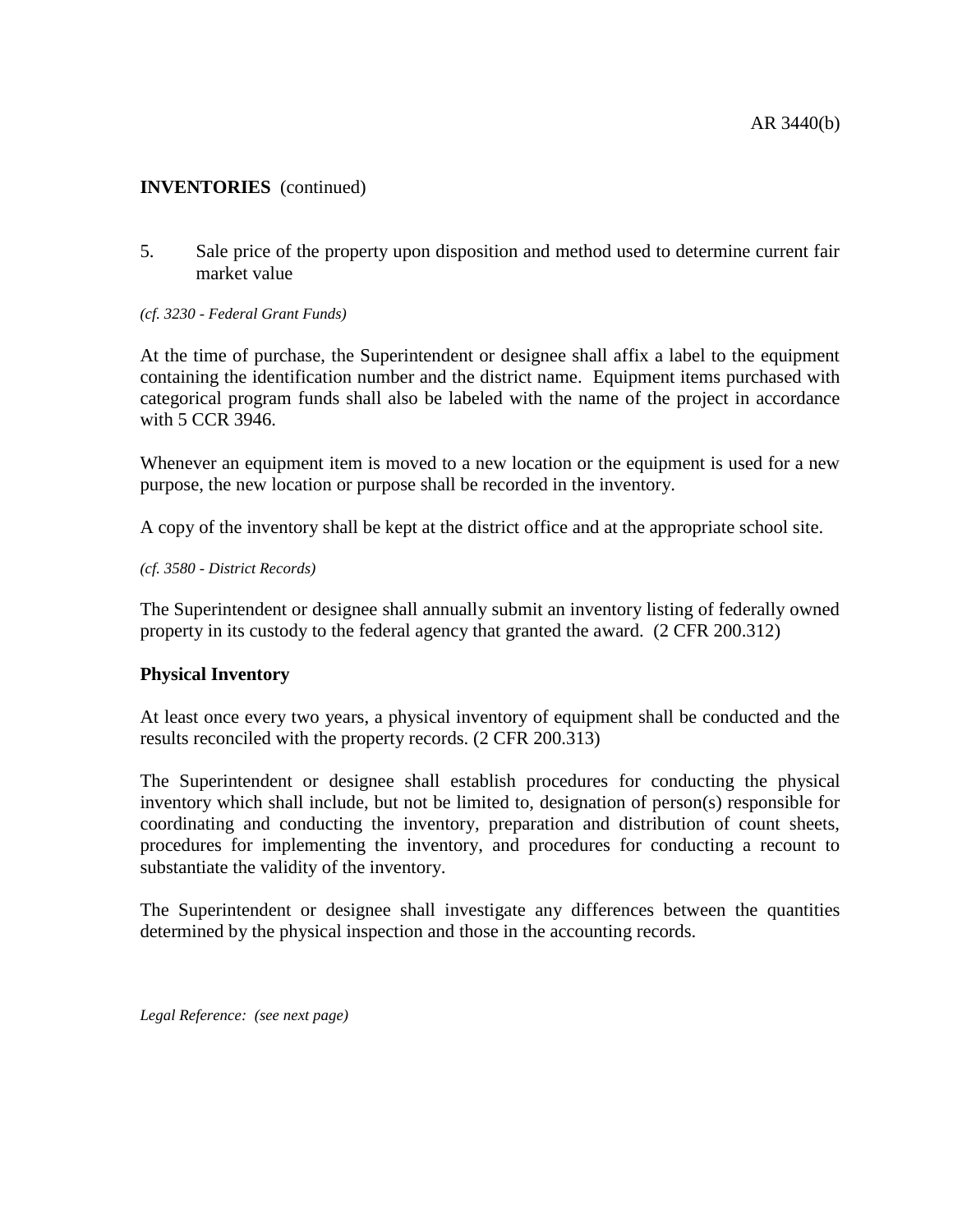## INVENTORIES (continued)

5. Sale price of the property upon disposition and method used to determine current fair market value

*(cf. 3230 - Federal Grant Funds)*

At the time of purchase, the Superintendent or designee shall affix a label to the equipment containing the identification number and the district name. Equipment items purchased with categorical program funds shall also be labeled with the name of the project in accordance with 5 CCR 3946.

Whenever an equipment item is moved to a new location or the equipment is used for a new purpose, the new location or purpose shall be recorded in the inventory.

A copy of the inventory shall be kept at the district office and at the appropriate school site.

*(cf. 3580 - District Records)*

The Superintendent or designee shall annually submit an inventory listing of federally owned property in its custody to the federal agency that granted the award. (2 CFR 200.312)

### Physical Inventory

At least once every two years, a physical inventory of equipment shall be conducted and the results reconciled with the property records. (2 CFR 200.313)

The Superintendent or designee shall establish procedures for conducting the physical inventory which shall include, but not be limited to, designation of person(s) responsible for coordinating and conducting the inventory, preparation and distribution of count sheets, procedures for implementing the inventory, and procedures for conducting a recount to substantiate the validity of the inventory.

The Superintendent or designee shall investigate any differences between the quantities determined by the physical inspection and those in the accounting records.

*Legal Reference: (see next page)*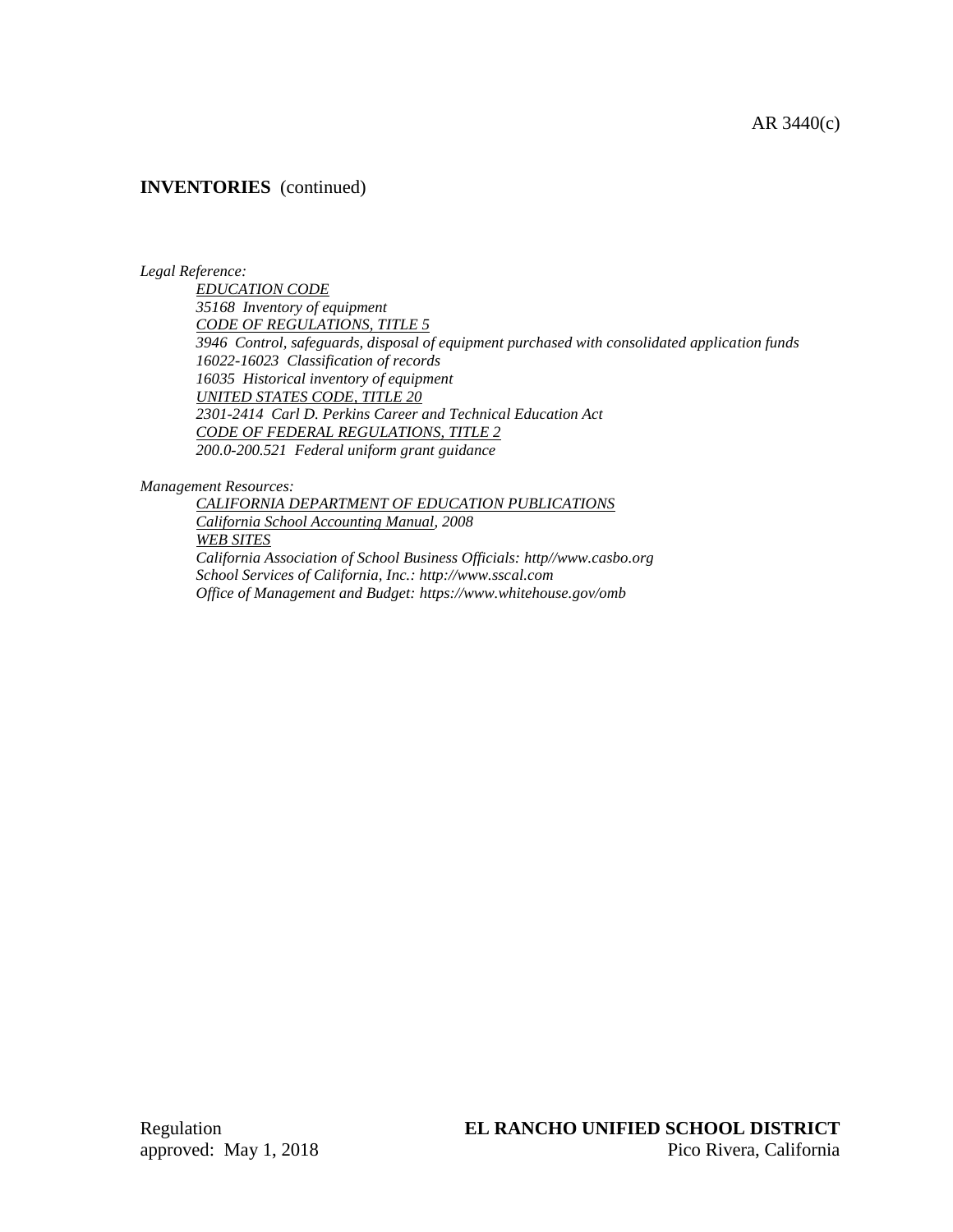**INVENTORIES** (continued)

*Legal Reference:*

*EDUCATION CODE*
*35168 Inventory of equipment*
*CODE OF REGULATIONS, TITLE 5*
*3946 Control, safeguards, disposal of equipment purchased with consolidated application funds*
*16022-16023 Classification of records*
*16035 Historical inventory of equipment*
*UNITED STATES CODE, TITLE 20*
*2301-2414 Carl D. Perkins Career and Technical Education Act*
*CODE OF FEDERAL REGULATIONS, TITLE 2*
*200.0-200.521 Federal uniform grant guidance*

*Management Resources:*

*CALIFORNIA DEPARTMENT OF EDUCATION PUBLICATIONS*
*California School Accounting Manual, 2008*
*WEB SITES*
*California Association of School Business Officials: http//www.casbo.org*
*School Services of California, Inc.: http://www.sscal.com*
*Office of Management and Budget: https://www.whitehouse.gov/omb*

Regulation
approved: May 1, 2018

**EL RANCHO UNIFIED SCHOOL DISTRICT**
Pico Rivera, California